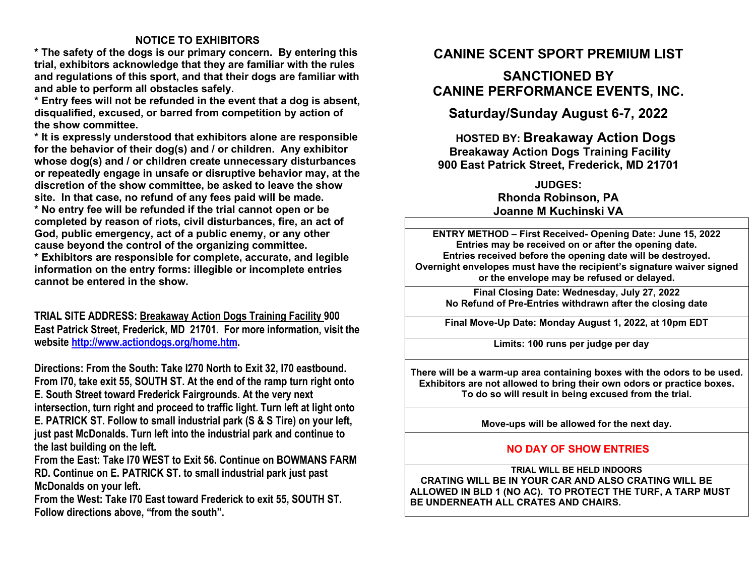## NOTICE TO EXHIBITORS

**\* The safety of the dogs is our primary concern. By entering this trial, exhibitors acknowledge that they are familiar with the rules and regulations of this sport, and that their dogs are familiar with and able to perform all obstacles safely.**

**\* Entry fees will not be refunded in the event that a dog is absent, disqualified, excused, or barred from competition by action of the show committee.**

**\* It is expressly understood that exhibitors alone are responsible for the behavior of their dog(s) and / or children. Any exhibitor whose dog(s) and / or children create unnecessary disturbances or repeatedly engage in unsafe or disruptive behavior may, at the discretion of the show committee, be asked to leave the show site. In that case, no refund of any fees paid will be made.**

**\* No entry fee will be refunded if the trial cannot open or be completed by reason of riots, civil disturbances, fire, an act of God, public emergency, act of a public enemy, or any other cause beyond the control of the organizing committee.**

**\* Exhibitors are responsible for complete, accurate, and legible information on the entry forms: illegible or incomplete entries cannot be entered in the show.**

**TRIAL SITE ADDRESS: Breakaway Action Dogs Training Facility 900 East Patrick Street, Frederick, MD 21701. For more information, visit the website http://www.actiondogs.org/home.htm.**

**Directions: From the South: Take I270 North to Exit 32, I70 eastbound. From I70, take exit 55, SOUTH ST. At the end of the ramp turn right onto E. South Street toward Frederick Fairgrounds. At the very next intersection, turn right and proceed to traffic light. Turn left at light onto E. PATRICK ST. Follow to small industrial park (S & S Tire) on your left, just past McDonalds. Turn left into the industrial park and continue to the last building on the left.**

**From the East: Take I70 WEST to Exit 56. Continue on BOWMANS FARM RD. Continue on E. PATRICK ST. to small industrial park just past McDonalds on your left.**

**From the West: Take I70 East toward Frederick to exit 55, SOUTH ST. Follow directions above, "from the south".**

# CANINE SCENT SPORT PREMIUM LIST

## SANCTIONED BY CANINE PERFORMANCE EVENTS, INC.

## Saturday/Sunday August 6-7, 2022

**HOSTED BY: Breakaway Action Dogs**
**Breakaway Action Dogs Training Facility**
**900 East Patrick Street, Frederick, MD 21701**

**JUDGES:**
**Rhonda Robinson, PA**
**Joanne M Kuchinski VA**

**ENTRY METHOD – First Received- Opening Date: June 15, 2022**
**Entries may be received on or after the opening date.**
**Entries received before the opening date will be destroyed.**
**Overnight envelopes must have the recipient's signature waiver signed or the envelope may be refused or delayed.**

**Final Closing Date: Wednesday, July 27, 2022**
**No Refund of Pre-Entries withdrawn after the closing date**

**Final Move-Up Date: Monday August 1, 2022, at 10pm EDT**

**Limits: 100 runs per judge per day**

**There will be a warm-up area containing boxes with the odors to be used. Exhibitors are not allowed to bring their own odors or practice boxes. To do so will result in being excused from the trial.**

**Move-ups will be allowed for the next day.**

**NO DAY OF SHOW ENTRIES**

**TRIAL WILL BE HELD INDOORS**
**CRATING WILL BE IN YOUR CAR AND ALSO CRATING WILL BE ALLOWED IN BLD 1 (NO AC). TO PROTECT THE TURF, A TARP MUST BE UNDERNEATH ALL CRATES AND CHAIRS.**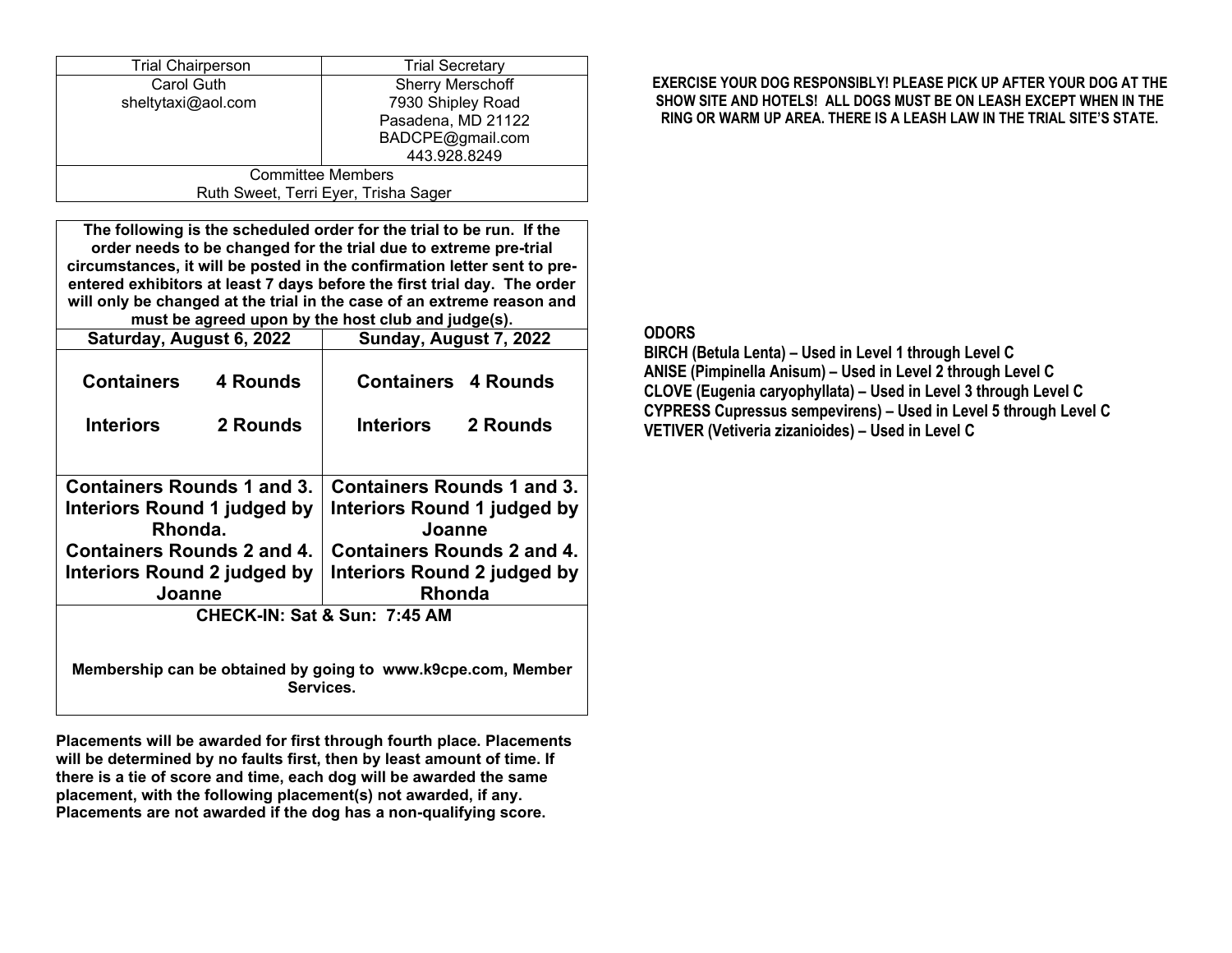| Trial Chairperson | Trial Secretary |
|---|---|
| Carol Guth<br>sheltytaxi@aol.com | Sherry Merschoff<br>7930 Shipley Road<br>Pasadena, MD 21122<br>BADCPE@gmail.com<br>443.928.8249 |
| Committee Members<br>Ruth Sweet, Terri Eyer, Trisha Sager | |

**The following is the scheduled order for the trial to be run. If the order needs to be changed for the trial due to extreme pre-trial circumstances, it will be posted in the confirmation letter sent to pre-entered exhibitors at least 7 days before the first trial day. The order will only be changed at the trial in the case of an extreme reason and must be agreed upon by the host club and judge(s).**

| Saturday, August 6, 2022 | Sunday, August 7, 2022 |
|---|---|
| **Containers 4 Rounds**<br>**Interiors 2 Rounds** | **Containers 4 Rounds**<br>**Interiors 2 Rounds** |
| **Containers Rounds 1 and 3. Interiors Round 1 judged by Rhonda.**<br>**Containers Rounds 2 and 4. Interiors Round 2 judged by Joanne** | **Containers Rounds 1 and 3. Interiors Round 1 judged by Joanne**<br>**Containers Rounds 2 and 4. Interiors Round 2 judged by Rhonda** |
| **CHECK-IN: Sat & Sun: 7:45 AM** | |

**Membership can be obtained by going to www.k9cpe.com, Member Services.**

**Placements will be awarded for first through fourth place. Placements will be determined by no faults first, then by least amount of time. If there is a tie of score and time, each dog will be awarded the same placement, with the following placement(s) not awarded, if any. Placements are not awarded if the dog has a non-qualifying score.**

**EXERCISE YOUR DOG RESPONSIBLY! PLEASE PICK UP AFTER YOUR DOG AT THE SHOW SITE AND HOTELS! ALL DOGS MUST BE ON LEASH EXCEPT WHEN IN THE RING OR WARM UP AREA. THERE IS A LEASH LAW IN THE TRIAL SITE'S STATE.**

**ODORS**

**BIRCH (Betula Lenta) – Used in Level 1 through Level C**
**ANISE (Pimpinella Anisum) – Used in Level 2 through Level C**
**CLOVE (Eugenia caryophyllata) – Used in Level 3 through Level C**
**CYPRESS Cupressus sempevirens) – Used in Level 5 through Level C**
**VETIVER (Vetiveria zizanioides) – Used in Level C**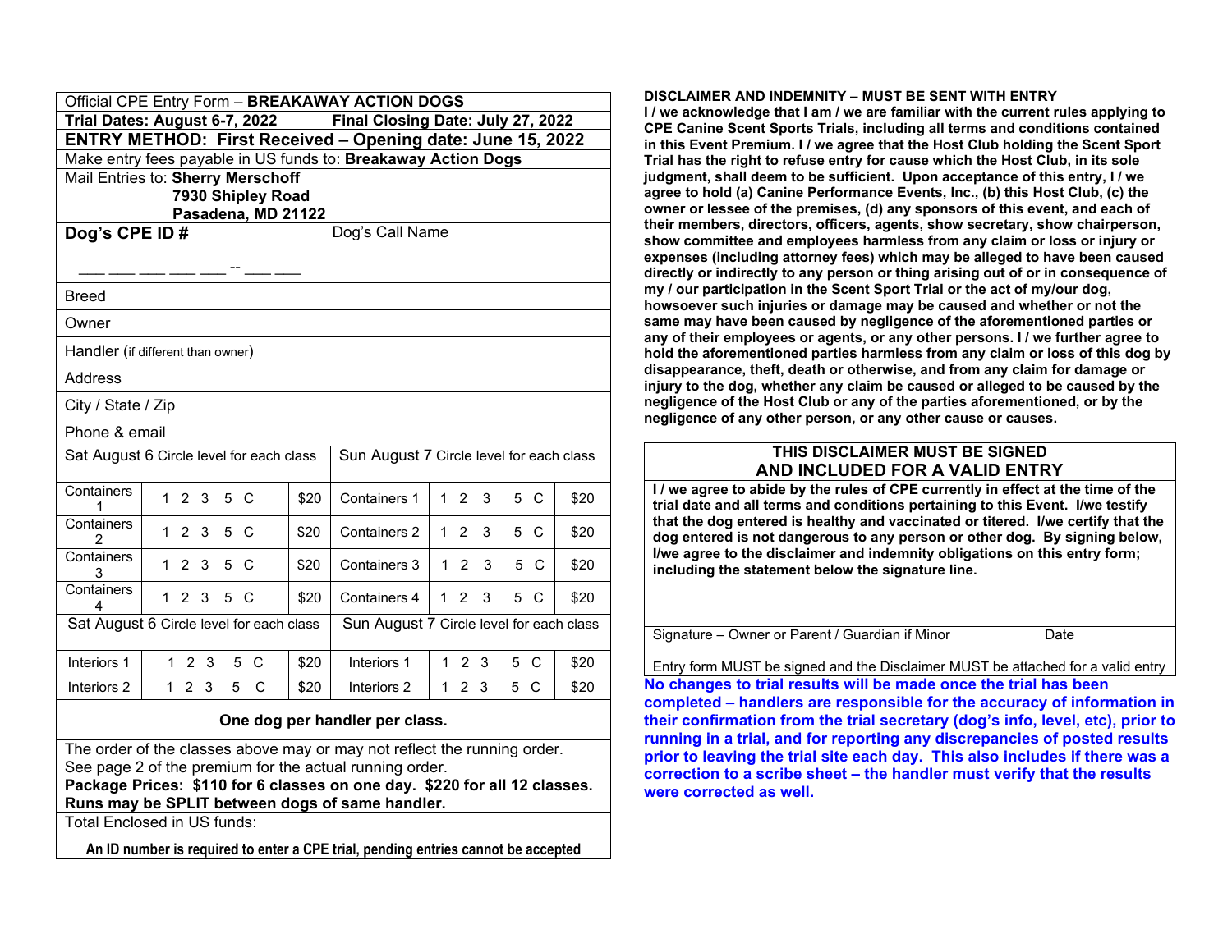Official CPE Entry Form – **BREAKAWAY ACTION DOGS**

**Trial Dates: August 6-7, 2022** | **Final Closing Date: July 27, 2022**

**ENTRY METHOD: First Received – Opening date: June 15, 2022**

Make entry fees payable in US funds to: **Breakaway Action Dogs**

Mail Entries to: **Sherry Merschoff**
**7930 Shipley Road**
**Pasadena, MD 21122**

**Dog's CPE ID #** ___ ___ ___ ___ ___ -- ___ ___

Dog's Call Name

Breed

Owner

Handler (if different than owner)

Address

City / State / Zip

Phone & email

| Sat August 6 Circle level for each class | | | Sun August 7 Circle level for each class | | |
|---|---|---|---|---|---|
| Containers 1 | 1 2 3 5 C | $20 | Containers 1 | 1 2 3 5 C | $20 |
| Containers 2 | 1 2 3 5 C | $20 | Containers 2 | 1 2 3 5 C | $20 |
| Containers 3 | 1 2 3 5 C | $20 | Containers 3 | 1 2 3 5 C | $20 |
| Containers 4 | 1 2 3 5 C | $20 | Containers 4 | 1 2 3 5 C | $20 |
| **Sat August 6 Circle level for each class** | | | **Sun August 7 Circle level for each class** | | |
| Interiors 1 | 1 2 3 5 C | $20 | Interiors 1 | 1 2 3 5 C | $20 |
| Interiors 2 | 1 2 3 5 C | $20 | Interiors 2 | 1 2 3 5 C | $20 |

**One dog per handler per class.**

The order of the classes above may or may not reflect the running order. See page 2 of the premium for the actual running order.
**Package Prices: $110 for 6 classes on one day. $220 for all 12 classes. Runs may be SPLIT between dogs of same handler.**

Total Enclosed in US funds:

**An ID number is required to enter a CPE trial, pending entries cannot be accepted**

**DISCLAIMER AND INDEMNITY – MUST BE SENT WITH ENTRY**

**I / we acknowledge that I am / we are familiar with the current rules applying to CPE Canine Scent Sports Trials, including all terms and conditions contained in this Event Premium. I / we agree that the Host Club holding the Scent Sport Trial has the right to refuse entry for cause which the Host Club, in its sole judgment, shall deem to be sufficient. Upon acceptance of this entry, I / we agree to hold (a) Canine Performance Events, Inc., (b) this Host Club, (c) the owner or lessee of the premises, (d) any sponsors of this event, and each of their members, directors, officers, agents, show secretary, show chairperson, show committee and employees harmless from any claim or loss or injury or expenses (including attorney fees) which may be alleged to have been caused directly or indirectly to any person or thing arising out of or in consequence of my / our participation in the Scent Sport Trial or the act of my/our dog, howsoever such injuries or damage may be caused and whether or not the same may have been caused by negligence of the aforementioned parties or any of their employees or agents, or any other persons. I / we further agree to hold the aforementioned parties harmless from any claim or loss of this dog by disappearance, theft, death or otherwise, and from any claim for damage or injury to the dog, whether any claim be caused or alleged to be caused by the negligence of the Host Club or any of the parties aforementioned, or by the negligence of any other person, or any other cause or causes.**

**THIS DISCLAIMER MUST BE SIGNED AND INCLUDED FOR A VALID ENTRY**

**I / we agree to abide by the rules of CPE currently in effect at the time of the trial date and all terms and conditions pertaining to this Event. I/we testify that the dog entered is healthy and vaccinated or titered. I/we certify that the dog entered is not dangerous to any person or other dog. By signing below, I/we agree to the disclaimer and indemnity obligations on this entry form; including the statement below the signature line.**

Signature – Owner or Parent / Guardian if Minor | Date

Entry form MUST be signed and the Disclaimer MUST be attached for a valid entry

**No changes to trial results will be made once the trial has been completed – handlers are responsible for the accuracy of information in their confirmation from the trial secretary (dog's info, level, etc), prior to running in a trial, and for reporting any discrepancies of posted results prior to leaving the trial site each day. This also includes if there was a correction to a scribe sheet – the handler must verify that the results were corrected as well.**